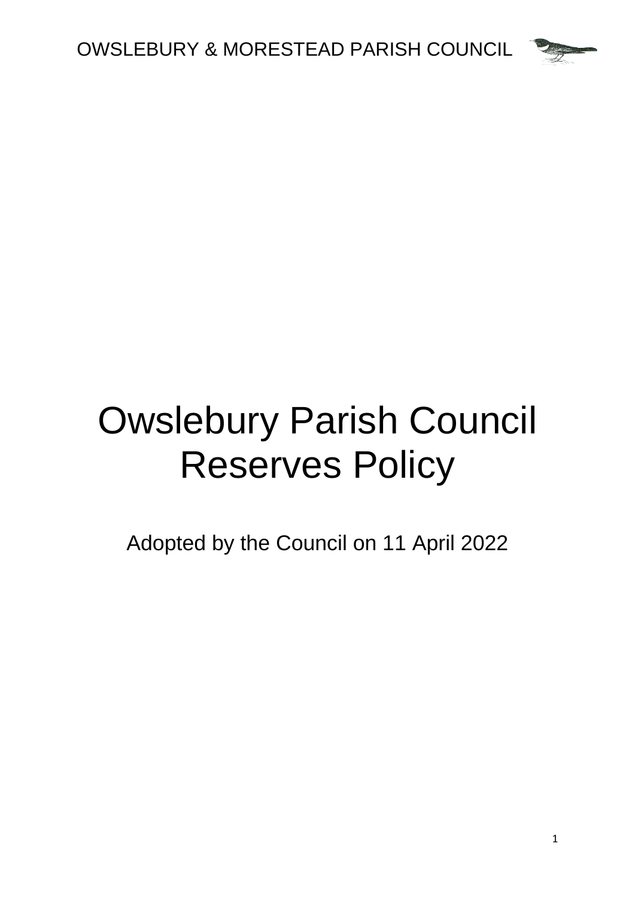# Owslebury Parish Council Reserves Policy

Adopted by the Council on 11 April 2022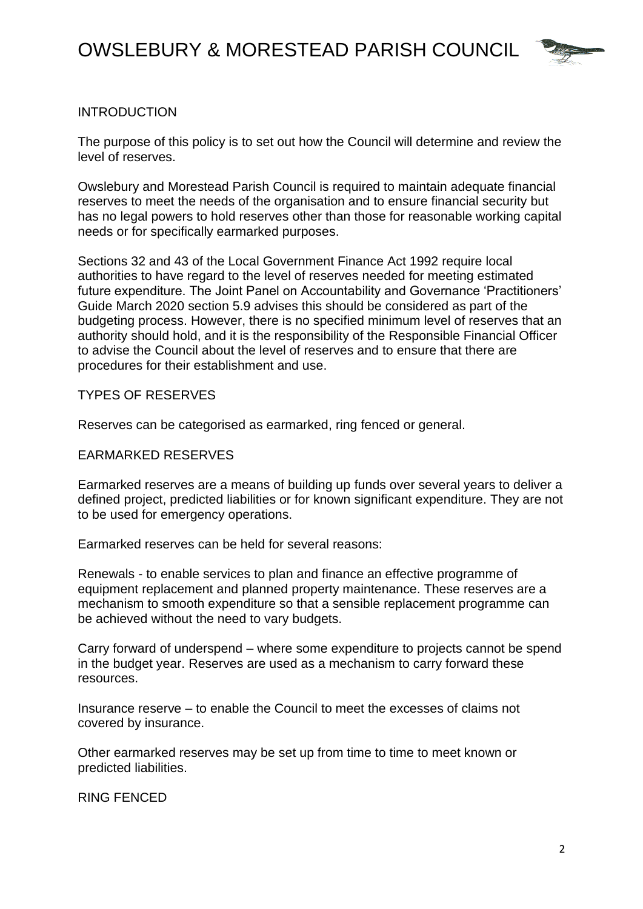## INTRODUCTION

The purpose of this policy is to set out how the Council will determine and review the level of reserves.

Owslebury and Morestead Parish Council is required to maintain adequate financial reserves to meet the needs of the organisation and to ensure financial security but has no legal powers to hold reserves other than those for reasonable working capital needs or for specifically earmarked purposes.

Sections 32 and 43 of the Local Government Finance Act 1992 require local authorities to have regard to the level of reserves needed for meeting estimated future expenditure. The Joint Panel on Accountability and Governance 'Practitioners' Guide March 2020 section 5.9 advises this should be considered as part of the budgeting process. However, there is no specified minimum level of reserves that an authority should hold, and it is the responsibility of the Responsible Financial Officer to advise the Council about the level of reserves and to ensure that there are procedures for their establishment and use.

## TYPES OF RESERVES

Reserves can be categorised as earmarked, ring fenced or general.

## EARMARKED RESERVES

Earmarked reserves are a means of building up funds over several years to deliver a defined project, predicted liabilities or for known significant expenditure. They are not to be used for emergency operations.

Earmarked reserves can be held for several reasons:

Renewals - to enable services to plan and finance an effective programme of equipment replacement and planned property maintenance. These reserves are a mechanism to smooth expenditure so that a sensible replacement programme can be achieved without the need to vary budgets.

Carry forward of underspend – where some expenditure to projects cannot be spend in the budget year. Reserves are used as a mechanism to carry forward these resources.

Insurance reserve – to enable the Council to meet the excesses of claims not covered by insurance.

Other earmarked reserves may be set up from time to time to meet known or predicted liabilities.

## RING FENCED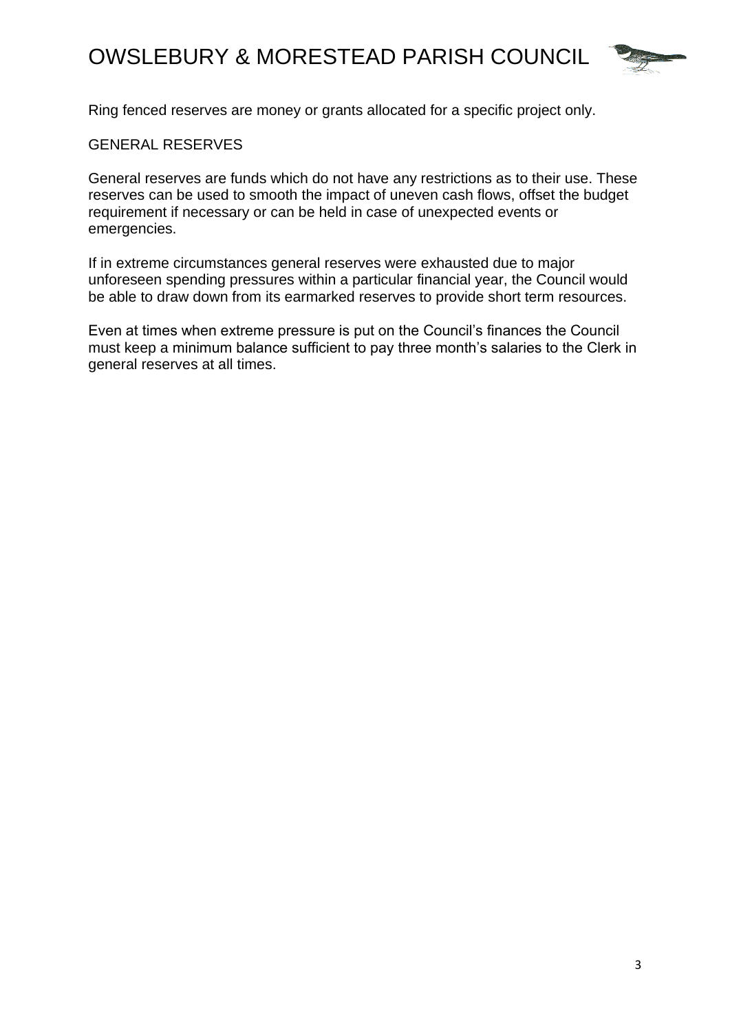Ring fenced reserves are money or grants allocated for a specific project only.

## GENERAL RESERVES

General reserves are funds which do not have any restrictions as to their use. These reserves can be used to smooth the impact of uneven cash flows, offset the budget requirement if necessary or can be held in case of unexpected events or emergencies.

If in extreme circumstances general reserves were exhausted due to major unforeseen spending pressures within a particular financial year, the Council would be able to draw down from its earmarked reserves to provide short term resources.

Even at times when extreme pressure is put on the Council's finances the Council must keep a minimum balance sufficient to pay three month's salaries to the Clerk in general reserves at all times.